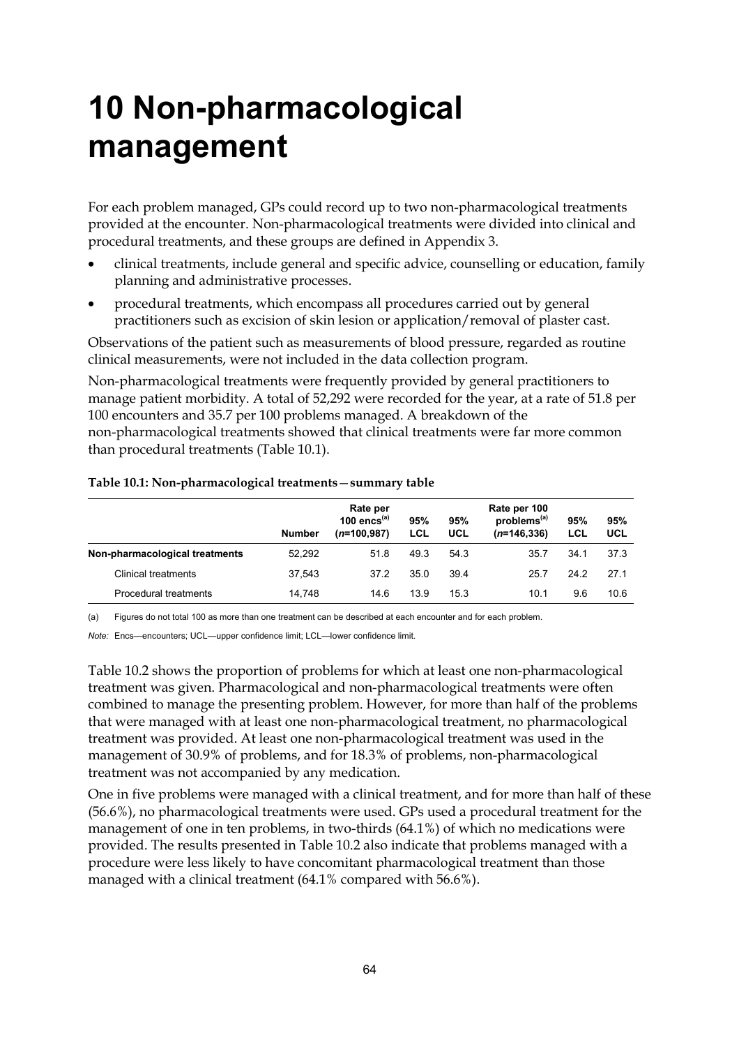# 10 Non-pharmacological management

For each problem managed, GPs could record up to two non-pharmacological treatments provided at the encounter. Non-pharmacological treatments were divided into clinical and procedural treatments, and these groups are defined in Appendix 3.

- clinical treatments, include general and specific advice, counselling or education, family planning and administrative processes.
- procedural treatments, which encompass all procedures carried out by general practitioners such as excision of skin lesion or application/removal of plaster cast.

Observations of the patient such as measurements of blood pressure, regarded as routine clinical measurements, were not included in the data collection program.

Non-pharmacological treatments were frequently provided by general practitioners to manage patient morbidity. A total of 52,292 were recorded for the year, at a rate of 51.8 per 100 encounters and 35.7 per 100 problems managed. A breakdown of the non-pharmacological treatments showed that clinical treatments were far more common than procedural treatments (Table 10.1).

**Table 10.1: Non-pharmacological treatments—summary table**

| | Number | Rate per 100 encs[(a)] (*n*=100,987) | 95% LCL | 95% UCL | Rate per 100 problems[(a)] (*n*=146,336) | 95% LCL | 95% UCL |
|---|---|---|---|---|---|---|---|
| **Non-pharmacological treatments** | 52,292 | 51.8 | 49.3 | 54.3 | 35.7 | 34.1 | 37.3 |
| Clinical treatments | 37,543 | 37.2 | 35.0 | 39.4 | 25.7 | 24.2 | 27.1 |
| Procedural treatments | 14,748 | 14.6 | 13.9 | 15.3 | 10.1 | 9.6 | 10.6 |

(a) Figures do not total 100 as more than one treatment can be described at each encounter and for each problem.

*Note:* Encs—encounters; UCL—upper confidence limit; LCL—lower confidence limit.

Table 10.2 shows the proportion of problems for which at least one non-pharmacological treatment was given. Pharmacological and non-pharmacological treatments were often combined to manage the presenting problem. However, for more than half of the problems that were managed with at least one non-pharmacological treatment, no pharmacological treatment was provided. At least one non-pharmacological treatment was used in the management of 30.9% of problems, and for 18.3% of problems, non-pharmacological treatment was not accompanied by any medication.

One in five problems were managed with a clinical treatment, and for more than half of these (56.6%), no pharmacological treatments were used. GPs used a procedural treatment for the management of one in ten problems, in two-thirds (64.1%) of which no medications were provided. The results presented in Table 10.2 also indicate that problems managed with a procedure were less likely to have concomitant pharmacological treatment than those managed with a clinical treatment (64.1% compared with 56.6%).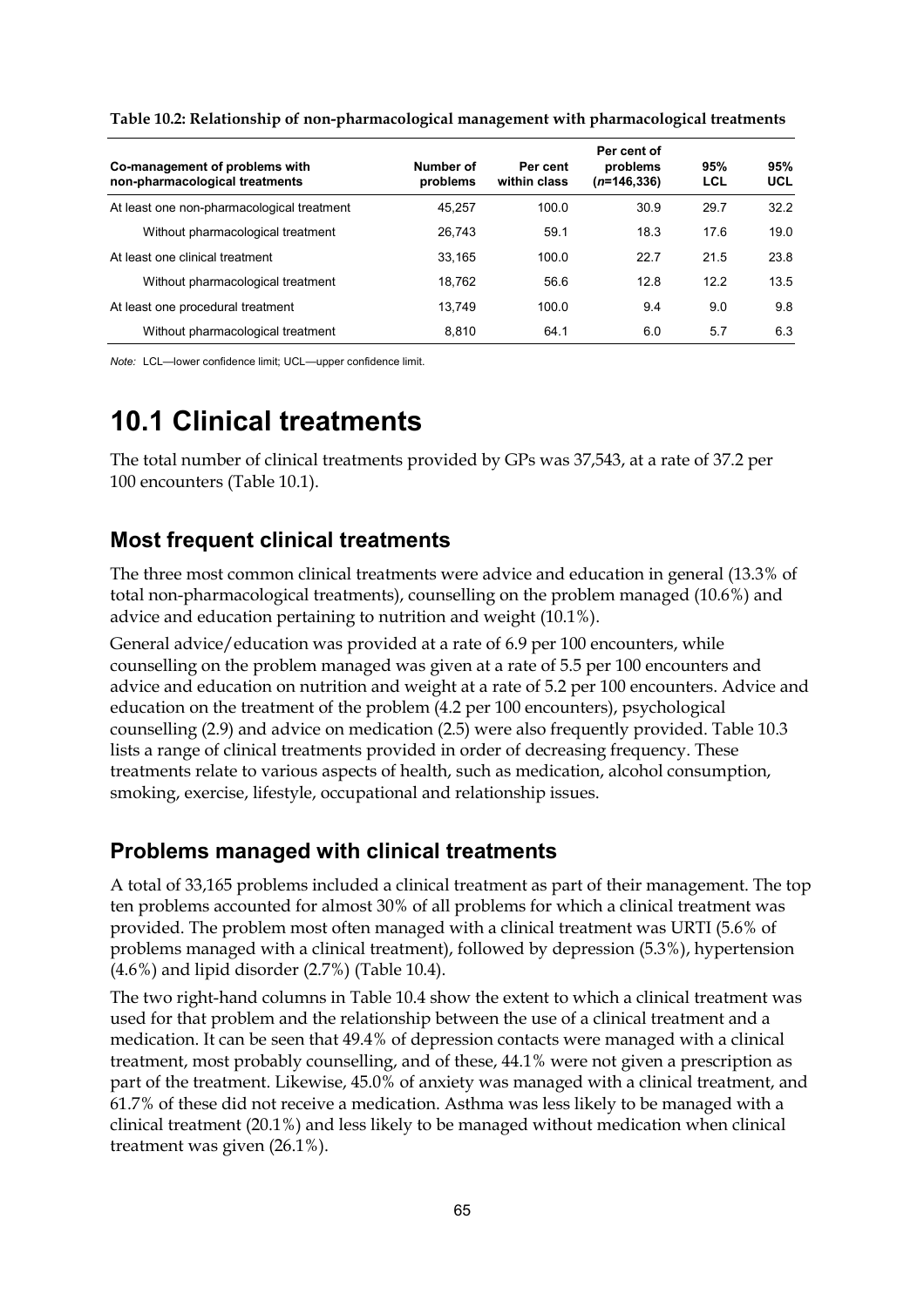**Table 10.2: Relationship of non-pharmacological management with pharmacological treatments**

| Co-management of problems with non-pharmacological treatments | Number of problems | Per cent within class | Per cent of problems (*n*=146,336) | 95% LCL | 95% UCL |
|---|---|---|---|---|---|
| At least one non-pharmacological treatment | 45,257 | 100.0 | 30.9 | 29.7 | 32.2 |
| Without pharmacological treatment | 26,743 | 59.1 | 18.3 | 17.6 | 19.0 |
| At least one clinical treatment | 33,165 | 100.0 | 22.7 | 21.5 | 23.8 |
| Without pharmacological treatment | 18,762 | 56.6 | 12.8 | 12.2 | 13.5 |
| At least one procedural treatment | 13,749 | 100.0 | 9.4 | 9.0 | 9.8 |
| Without pharmacological treatment | 8,810 | 64.1 | 6.0 | 5.7 | 6.3 |

*Note:* LCL—lower confidence limit; UCL—upper confidence limit.

# 10.1 Clinical treatments

The total number of clinical treatments provided by GPs was 37,543, at a rate of 37.2 per 100 encounters (Table 10.1).

## Most frequent clinical treatments

The three most common clinical treatments were advice and education in general (13.3% of total non-pharmacological treatments), counselling on the problem managed (10.6%) and advice and education pertaining to nutrition and weight (10.1%).

General advice/education was provided at a rate of 6.9 per 100 encounters, while counselling on the problem managed was given at a rate of 5.5 per 100 encounters and advice and education on nutrition and weight at a rate of 5.2 per 100 encounters. Advice and education on the treatment of the problem (4.2 per 100 encounters), psychological counselling (2.9) and advice on medication (2.5) were also frequently provided. Table 10.3 lists a range of clinical treatments provided in order of decreasing frequency. These treatments relate to various aspects of health, such as medication, alcohol consumption, smoking, exercise, lifestyle, occupational and relationship issues.

## Problems managed with clinical treatments

A total of 33,165 problems included a clinical treatment as part of their management. The top ten problems accounted for almost 30% of all problems for which a clinical treatment was provided. The problem most often managed with a clinical treatment was URTI (5.6% of problems managed with a clinical treatment), followed by depression (5.3%), hypertension (4.6%) and lipid disorder (2.7%) (Table 10.4).

The two right-hand columns in Table 10.4 show the extent to which a clinical treatment was used for that problem and the relationship between the use of a clinical treatment and a medication. It can be seen that 49.4% of depression contacts were managed with a clinical treatment, most probably counselling, and of these, 44.1% were not given a prescription as part of the treatment. Likewise, 45.0% of anxiety was managed with a clinical treatment, and 61.7% of these did not receive a medication. Asthma was less likely to be managed with a clinical treatment (20.1%) and less likely to be managed without medication when clinical treatment was given (26.1%).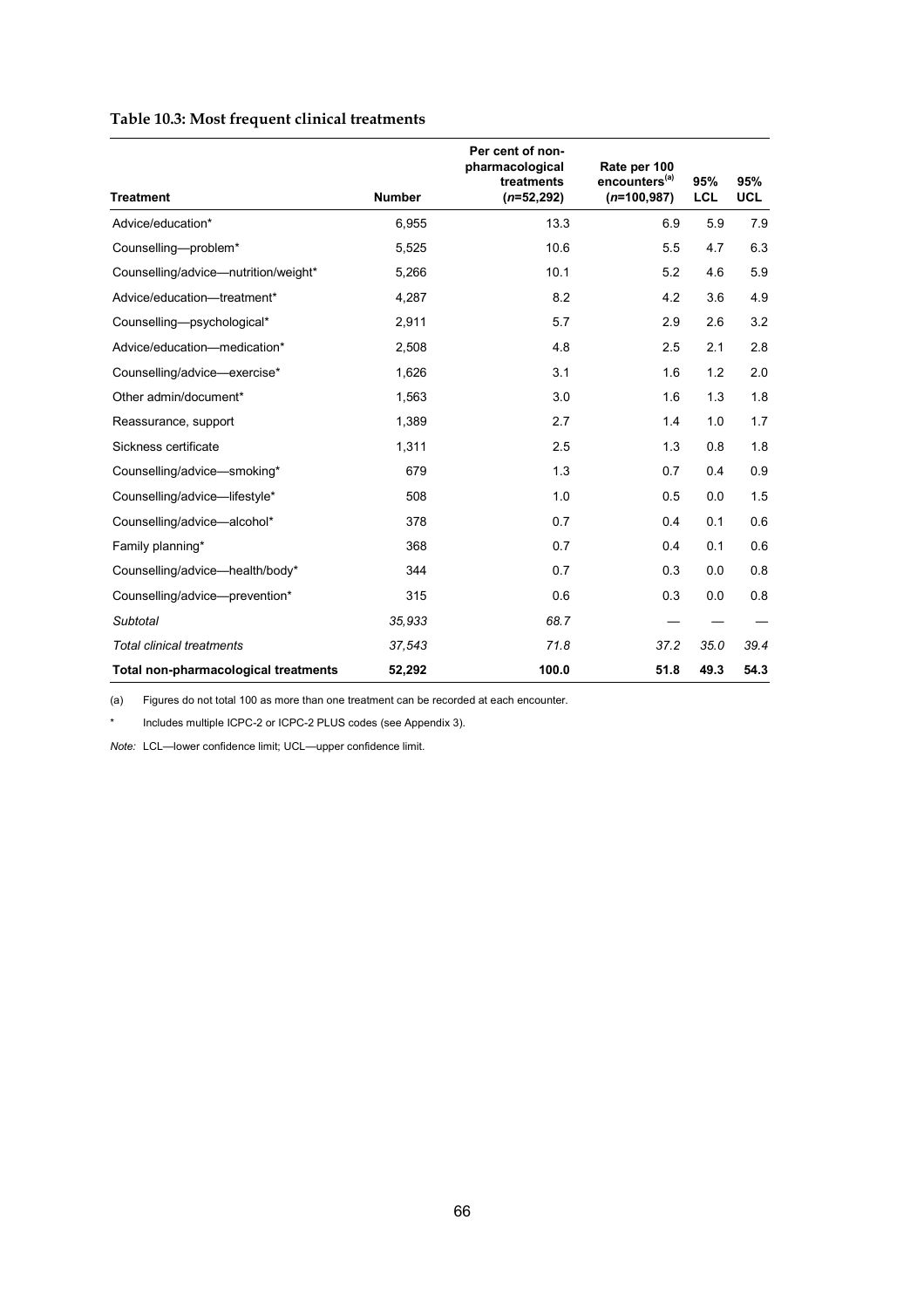**Table 10.3: Most frequent clinical treatments**

| Treatment | Number | Per cent of non-pharmacological treatments (*n*=52,292) | Rate per 100 encounters[(a)] (*n*=100,987) | 95% LCL | 95% UCL |
|---|---|---|---|---|---|
| Advice/education* | 6,955 | 13.3 | 6.9 | 5.9 | 7.9 |
| Counselling—problem* | 5,525 | 10.6 | 5.5 | 4.7 | 6.3 |
| Counselling/advice—nutrition/weight* | 5,266 | 10.1 | 5.2 | 4.6 | 5.9 |
| Advice/education—treatment* | 4,287 | 8.2 | 4.2 | 3.6 | 4.9 |
| Counselling—psychological* | 2,911 | 5.7 | 2.9 | 2.6 | 3.2 |
| Advice/education—medication* | 2,508 | 4.8 | 2.5 | 2.1 | 2.8 |
| Counselling/advice—exercise* | 1,626 | 3.1 | 1.6 | 1.2 | 2.0 |
| Other admin/document* | 1,563 | 3.0 | 1.6 | 1.3 | 1.8 |
| Reassurance, support | 1,389 | 2.7 | 1.4 | 1.0 | 1.7 |
| Sickness certificate | 1,311 | 2.5 | 1.3 | 0.8 | 1.8 |
| Counselling/advice—smoking* | 679 | 1.3 | 0.7 | 0.4 | 0.9 |
| Counselling/advice—lifestyle* | 508 | 1.0 | 0.5 | 0.0 | 1.5 |
| Counselling/advice—alcohol* | 378 | 0.7 | 0.4 | 0.1 | 0.6 |
| Family planning* | 368 | 0.7 | 0.4 | 0.1 | 0.6 |
| Counselling/advice—health/body* | 344 | 0.7 | 0.3 | 0.0 | 0.8 |
| Counselling/advice—prevention* | 315 | 0.6 | 0.3 | 0.0 | 0.8 |
| *Subtotal* | *35,933* | *68.7* | — | — | — |
| *Total clinical treatments* | *37,543* | *71.8* | *37.2* | *35.0* | *39.4* |
| **Total non-pharmacological treatments** | **52,292** | **100.0** | **51.8** | **49.3** | **54.3** |

(a) Figures do not total 100 as more than one treatment can be recorded at each encounter.

\* Includes multiple ICPC-2 or ICPC-2 PLUS codes (see Appendix 3).

*Note:* LCL—lower confidence limit; UCL—upper confidence limit.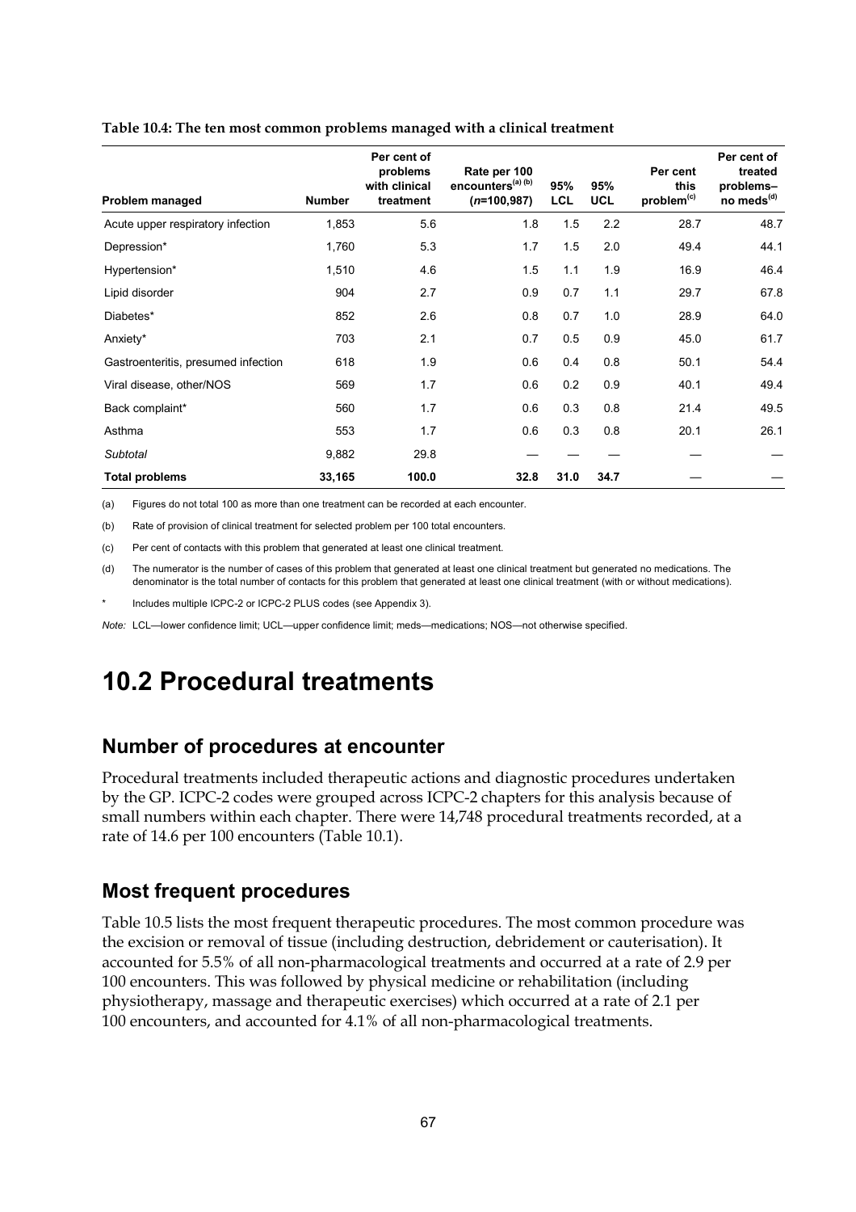**Table 10.4: The ten most common problems managed with a clinical treatment**

| Problem managed | Number | Per cent of problems with clinical treatment | Rate per 100 encounters[(a) (b)] (*n*=100,987) | 95% LCL | 95% UCL | Per cent this problem[(c)] | Per cent of treated problems–no meds[(d)] |
|---|---|---|---|---|---|---|---|
| Acute upper respiratory infection | 1,853 | 5.6 | 1.8 | 1.5 | 2.2 | 28.7 | 48.7 |
| Depression* | 1,760 | 5.3 | 1.7 | 1.5 | 2.0 | 49.4 | 44.1 |
| Hypertension* | 1,510 | 4.6 | 1.5 | 1.1 | 1.9 | 16.9 | 46.4 |
| Lipid disorder | 904 | 2.7 | 0.9 | 0.7 | 1.1 | 29.7 | 67.8 |
| Diabetes* | 852 | 2.6 | 0.8 | 0.7 | 1.0 | 28.9 | 64.0 |
| Anxiety* | 703 | 2.1 | 0.7 | 0.5 | 0.9 | 45.0 | 61.7 |
| Gastroenteritis, presumed infection | 618 | 1.9 | 0.6 | 0.4 | 0.8 | 50.1 | 54.4 |
| Viral disease, other/NOS | 569 | 1.7 | 0.6 | 0.2 | 0.9 | 40.1 | 49.4 |
| Back complaint* | 560 | 1.7 | 0.6 | 0.3 | 0.8 | 21.4 | 49.5 |
| Asthma | 553 | 1.7 | 0.6 | 0.3 | 0.8 | 20.1 | 26.1 |
| *Subtotal* | 9,882 | 29.8 | — | — | — | — | — |
| **Total problems** | **33,165** | **100.0** | **32.8** | **31.0** | **34.7** | — | — |

(a) Figures do not total 100 as more than one treatment can be recorded at each encounter.

(b) Rate of provision of clinical treatment for selected problem per 100 total encounters.

(c) Per cent of contacts with this problem that generated at least one clinical treatment.

(d) The numerator is the number of cases of this problem that generated at least one clinical treatment but generated no medications. The denominator is the total number of contacts for this problem that generated at least one clinical treatment (with or without medications).

\* Includes multiple ICPC-2 or ICPC-2 PLUS codes (see Appendix 3).

*Note:* LCL—lower confidence limit; UCL—upper confidence limit; meds—medications; NOS—not otherwise specified.

# 10.2 Procedural treatments

## Number of procedures at encounter

Procedural treatments included therapeutic actions and diagnostic procedures undertaken by the GP. ICPC-2 codes were grouped across ICPC-2 chapters for this analysis because of small numbers within each chapter. There were 14,748 procedural treatments recorded, at a rate of 14.6 per 100 encounters (Table 10.1).

## Most frequent procedures

Table 10.5 lists the most frequent therapeutic procedures. The most common procedure was the excision or removal of tissue (including destruction, debridement or cauterisation). It accounted for 5.5% of all non-pharmacological treatments and occurred at a rate of 2.9 per 100 encounters. This was followed by physical medicine or rehabilitation (including physiotherapy, massage and therapeutic exercises) which occurred at a rate of 2.1 per 100 encounters, and accounted for 4.1% of all non-pharmacological treatments.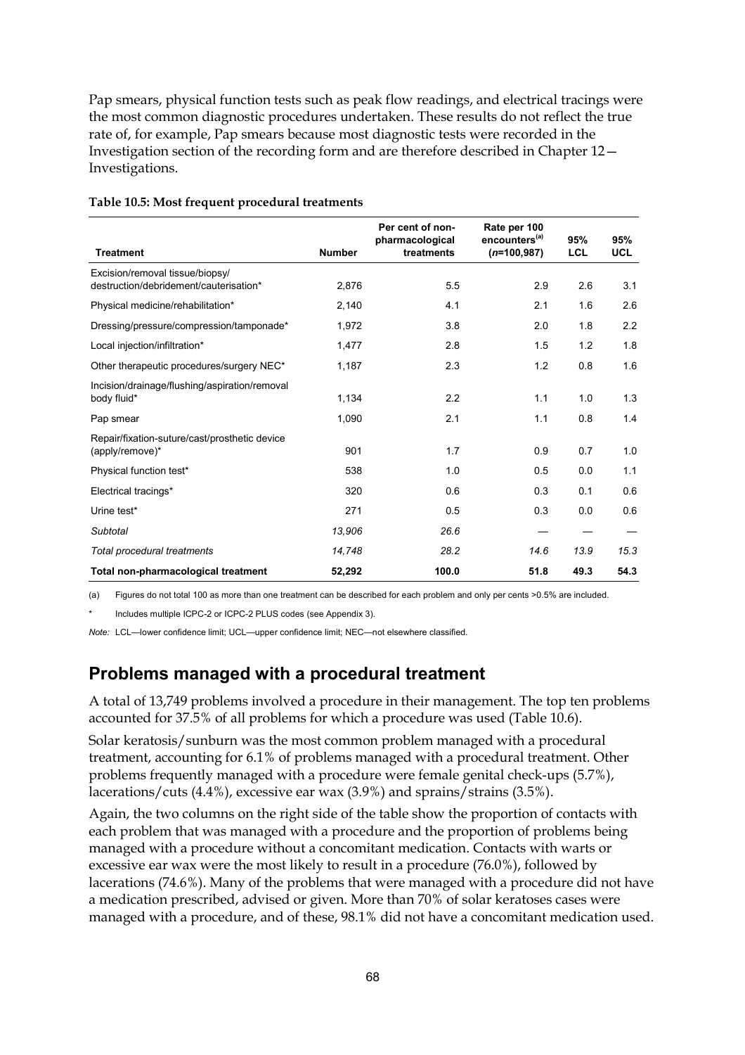Pap smears, physical function tests such as peak flow readings, and electrical tracings were the most common diagnostic procedures undertaken. These results do not reflect the true rate of, for example, Pap smears because most diagnostic tests were recorded in the Investigation section of the recording form and are therefore described in Chapter 12—Investigations.

**Table 10.5: Most frequent procedural treatments**

| Treatment | Number | Per cent of non-pharmacological treatments | Rate per 100 encounters[(a)] ($n$=100,987) | 95% LCL | 95% UCL |
|---|---|---|---|---|---|
| Excision/removal tissue/biopsy/ destruction/debridement/cauterisation* | 2,876 | 5.5 | 2.9 | 2.6 | 3.1 |
| Physical medicine/rehabilitation* | 2,140 | 4.1 | 2.1 | 1.6 | 2.6 |
| Dressing/pressure/compression/tamponade* | 1,972 | 3.8 | 2.0 | 1.8 | 2.2 |
| Local injection/infiltration* | 1,477 | 2.8 | 1.5 | 1.2 | 1.8 |
| Other therapeutic procedures/surgery NEC* | 1,187 | 2.3 | 1.2 | 0.8 | 1.6 |
| Incision/drainage/flushing/aspiration/removal body fluid* | 1,134 | 2.2 | 1.1 | 1.0 | 1.3 |
| Pap smear | 1,090 | 2.1 | 1.1 | 0.8 | 1.4 |
| Repair/fixation-suture/cast/prosthetic device (apply/remove)* | 901 | 1.7 | 0.9 | 0.7 | 1.0 |
| Physical function test* | 538 | 1.0 | 0.5 | 0.0 | 1.1 |
| Electrical tracings* | 320 | 0.6 | 0.3 | 0.1 | 0.6 |
| Urine test* | 271 | 0.5 | 0.3 | 0.0 | 0.6 |
| *Subtotal* | *13,906* | *26.6* | — | — | — |
| *Total procedural treatments* | *14,748* | *28.2* | *14.6* | *13.9* | *15.3* |
| **Total non-pharmacological treatment** | **52,292** | **100.0** | **51.8** | **49.3** | **54.3** |

(a) Figures do not total 100 as more than one treatment can be described for each problem and only per cents >0.5% are included.

\* Includes multiple ICPC-2 or ICPC-2 PLUS codes (see Appendix 3).

*Note:* LCL—lower confidence limit; UCL—upper confidence limit; NEC—not elsewhere classified.

## Problems managed with a procedural treatment

A total of 13,749 problems involved a procedure in their management. The top ten problems accounted for 37.5% of all problems for which a procedure was used (Table 10.6).

Solar keratosis/sunburn was the most common problem managed with a procedural treatment, accounting for 6.1% of problems managed with a procedural treatment. Other problems frequently managed with a procedure were female genital check-ups (5.7%), lacerations/cuts (4.4%), excessive ear wax (3.9%) and sprains/strains (3.5%).

Again, the two columns on the right side of the table show the proportion of contacts with each problem that was managed with a procedure and the proportion of problems being managed with a procedure without a concomitant medication. Contacts with warts or excessive ear wax were the most likely to result in a procedure (76.0%), followed by lacerations (74.6%). Many of the problems that were managed with a procedure did not have a medication prescribed, advised or given. More than 70% of solar keratoses cases were managed with a procedure, and of these, 98.1% did not have a concomitant medication used.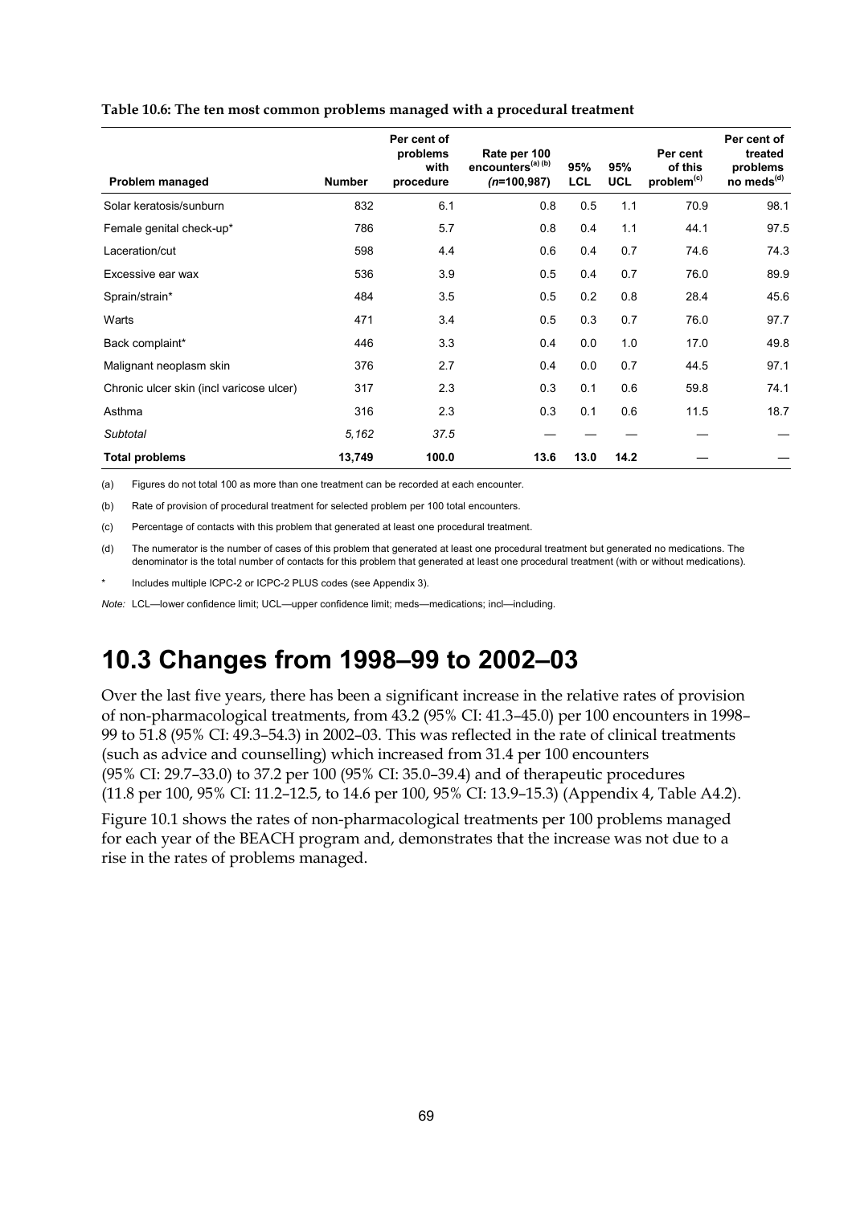**Table 10.6: The ten most common problems managed with a procedural treatment**

| Problem managed | Number | Per cent of problems with procedure | Rate per 100 encounters[(a)(b)] (*n*=100,987) | 95% LCL | 95% UCL | Per cent of this problem[(c)] | Per cent of treated problems no meds[(d)] |
|---|---|---|---|---|---|---|---|
| Solar keratosis/sunburn | 832 | 6.1 | 0.8 | 0.5 | 1.1 | 70.9 | 98.1 |
| Female genital check-up* | 786 | 5.7 | 0.8 | 0.4 | 1.1 | 44.1 | 97.5 |
| Laceration/cut | 598 | 4.4 | 0.6 | 0.4 | 0.7 | 74.6 | 74.3 |
| Excessive ear wax | 536 | 3.9 | 0.5 | 0.4 | 0.7 | 76.0 | 89.9 |
| Sprain/strain* | 484 | 3.5 | 0.5 | 0.2 | 0.8 | 28.4 | 45.6 |
| Warts | 471 | 3.4 | 0.5 | 0.3 | 0.7 | 76.0 | 97.7 |
| Back complaint* | 446 | 3.3 | 0.4 | 0.0 | 1.0 | 17.0 | 49.8 |
| Malignant neoplasm skin | 376 | 2.7 | 0.4 | 0.0 | 0.7 | 44.5 | 97.1 |
| Chronic ulcer skin (incl varicose ulcer) | 317 | 2.3 | 0.3 | 0.1 | 0.6 | 59.8 | 74.1 |
| Asthma | 316 | 2.3 | 0.3 | 0.1 | 0.6 | 11.5 | 18.7 |
| *Subtotal* | *5,162* | *37.5* | — | — | — | — | — |
| **Total problems** | **13,749** | **100.0** | **13.6** | **13.0** | **14.2** | — | — |

(a) Figures do not total 100 as more than one treatment can be recorded at each encounter.

(b) Rate of provision of procedural treatment for selected problem per 100 total encounters.

(c) Percentage of contacts with this problem that generated at least one procedural treatment.

(d) The numerator is the number of cases of this problem that generated at least one procedural treatment but generated no medications. The denominator is the total number of contacts for this problem that generated at least one procedural treatment (with or without medications).

\* Includes multiple ICPC-2 or ICPC-2 PLUS codes (see Appendix 3).

*Note:* LCL—lower confidence limit; UCL—upper confidence limit; meds—medications; incl—including.

# 10.3 Changes from 1998–99 to 2002–03

Over the last five years, there has been a significant increase in the relative rates of provision of non-pharmacological treatments, from 43.2 (95% CI: 41.3–45.0) per 100 encounters in 1998–99 to 51.8 (95% CI: 49.3–54.3) in 2002–03. This was reflected in the rate of clinical treatments (such as advice and counselling) which increased from 31.4 per 100 encounters (95% CI: 29.7–33.0) to 37.2 per 100 (95% CI: 35.0–39.4) and of therapeutic procedures (11.8 per 100, 95% CI: 11.2–12.5, to 14.6 per 100, 95% CI: 13.9–15.3) (Appendix 4, Table A4.2).

Figure 10.1 shows the rates of non-pharmacological treatments per 100 problems managed for each year of the BEACH program and, demonstrates that the increase was not due to a rise in the rates of problems managed.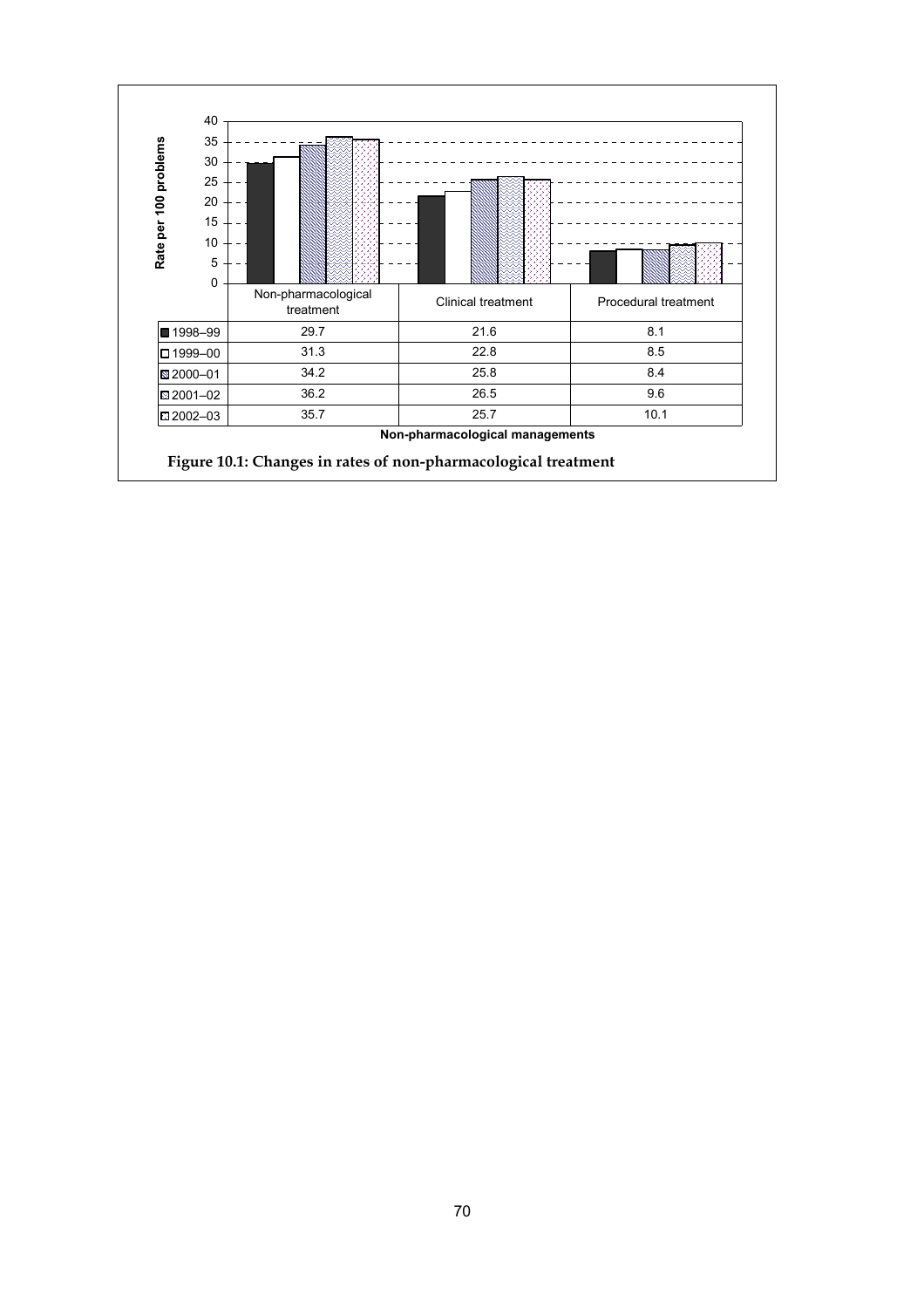| | Non-pharmacological treatment | Clinical treatment | Procedural treatment |
|---|---|---|---|
| 1998–99 | 29.7 | 21.6 | 8.1 |
| 1999–00 | 31.3 | 22.8 | 8.5 |
| 2000–01 | 34.2 | 25.8 | 8.4 |
| 2001–02 | 36.2 | 26.5 | 9.6 |
| 2002–03 | 35.7 | 25.7 | 10.1 |

Rate per 100 problems

Non-pharmacological managements

**Figure 10.1: Changes in rates of non-pharmacological treatment**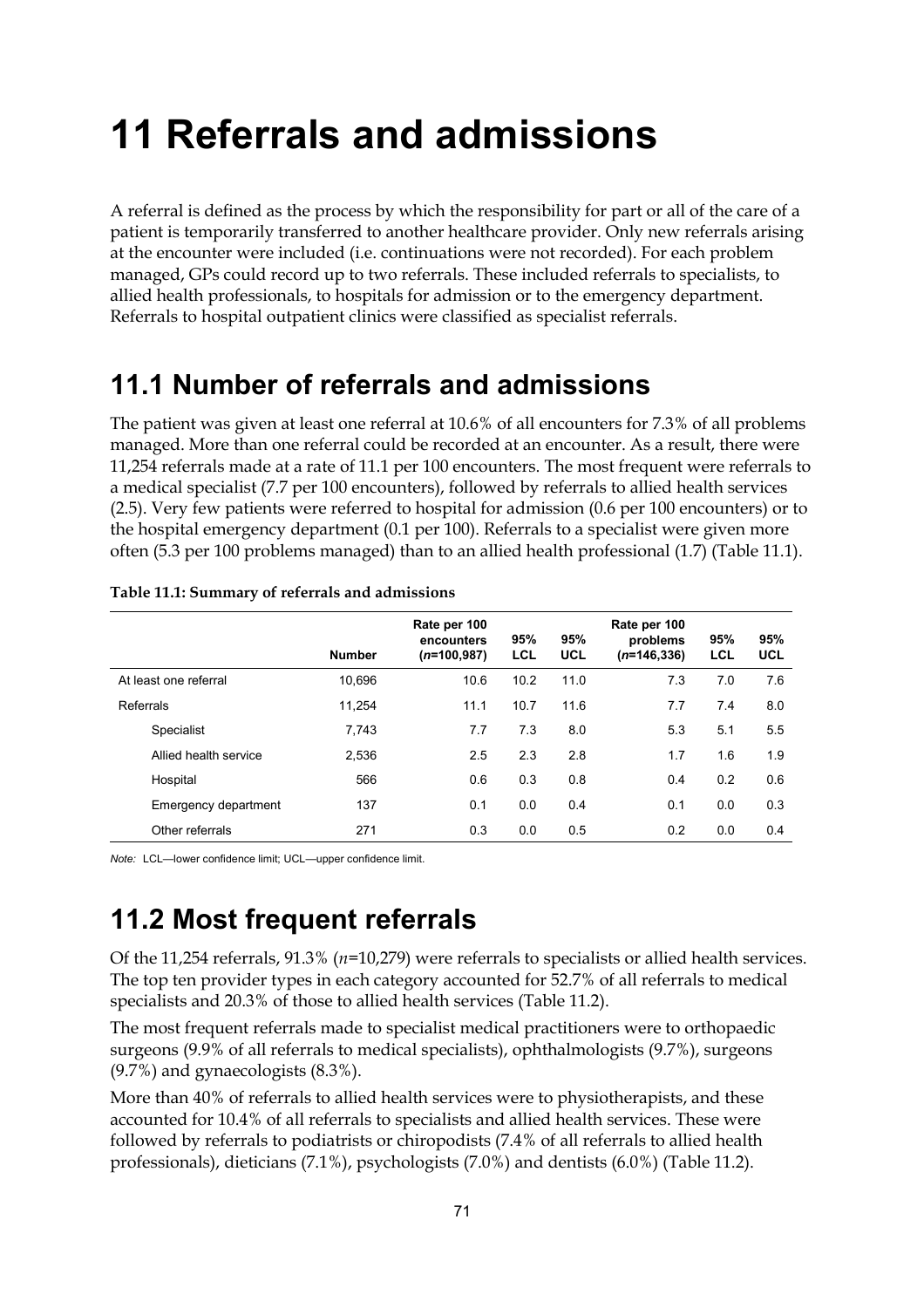// 11 Referrals and admissions

A referral is defined as the process by which the responsibility for part or all of the care of a patient is temporarily transferred to another healthcare provider. Only new referrals arising at the encounter were included (i.e. continuations were not recorded). For each problem managed, GPs could record up to two referrals. These included referrals to specialists, to allied health professionals, to hospitals for admission or to the emergency department. Referrals to hospital outpatient clinics were classified as specialist referrals.

## 11.1 Number of referrals and admissions

The patient was given at least one referral at 10.6% of all encounters for 7.3% of all problems managed. More than one referral could be recorded at an encounter. As a result, there were 11,254 referrals made at a rate of 11.1 per 100 encounters. The most frequent were referrals to a medical specialist (7.7 per 100 encounters), followed by referrals to allied health services (2.5). Very few patients were referred to hospital for admission (0.6 per 100 encounters) or to the hospital emergency department (0.1 per 100). Referrals to a specialist were given more often (5.3 per 100 problems managed) than to an allied health professional (1.7) (Table 11.1).

**Table 11.1: Summary of referrals and admissions**

| | Number | Rate per 100 encounters (*n*=100,987) | 95% LCL | 95% UCL | Rate per 100 problems (*n*=146,336) | 95% LCL | 95% UCL |
|---|---|---|---|---|---|---|---|
| At least one referral | 10,696 | 10.6 | 10.2 | 11.0 | 7.3 | 7.0 | 7.6 |
| Referrals | 11,254 | 11.1 | 10.7 | 11.6 | 7.7 | 7.4 | 8.0 |
| Specialist | 7,743 | 7.7 | 7.3 | 8.0 | 5.3 | 5.1 | 5.5 |
| Allied health service | 2,536 | 2.5 | 2.3 | 2.8 | 1.7 | 1.6 | 1.9 |
| Hospital | 566 | 0.6 | 0.3 | 0.8 | 0.4 | 0.2 | 0.6 |
| Emergency department | 137 | 0.1 | 0.0 | 0.4 | 0.1 | 0.0 | 0.3 |
| Other referrals | 271 | 0.3 | 0.0 | 0.5 | 0.2 | 0.0 | 0.4 |

*Note:* LCL—lower confidence limit; UCL—upper confidence limit.

## 11.2 Most frequent referrals

Of the 11,254 referrals, 91.3% (*n*=10,279) were referrals to specialists or allied health services. The top ten provider types in each category accounted for 52.7% of all referrals to medical specialists and 20.3% of those to allied health services (Table 11.2).

The most frequent referrals made to specialist medical practitioners were to orthopaedic surgeons (9.9% of all referrals to medical specialists), ophthalmologists (9.7%), surgeons (9.7%) and gynaecologists (8.3%).

More than 40% of referrals to allied health services were to physiotherapists, and these accounted for 10.4% of all referrals to specialists and allied health services. These were followed by referrals to podiatrists or chiropodists (7.4% of all referrals to allied health professionals), dieticians (7.1%), psychologists (7.0%) and dentists (6.0%) (Table 11.2).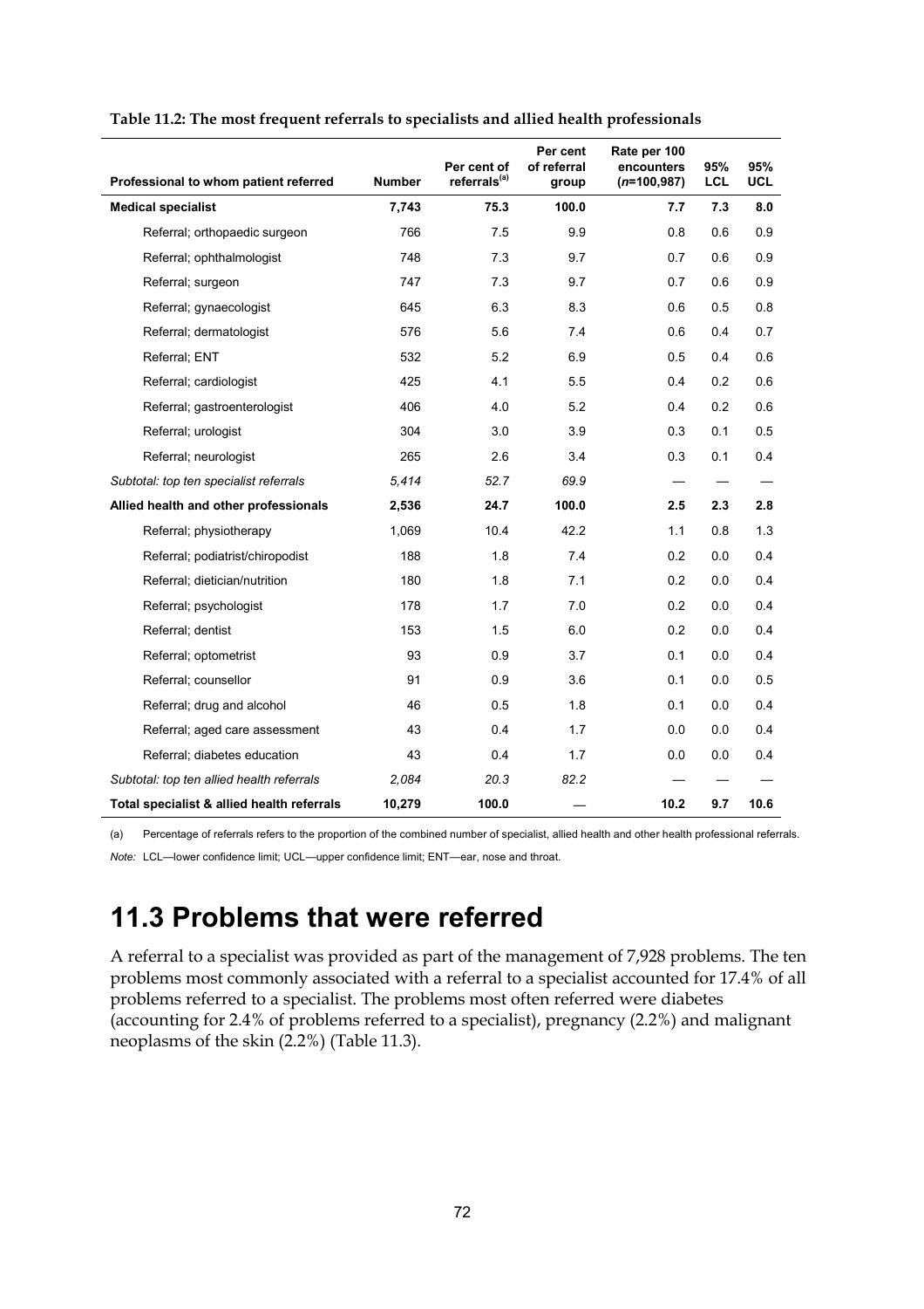**Table 11.2: The most frequent referrals to specialists and allied health professionals**

| Professional to whom patient referred | Number | Per cent of referrals[(a)] | Per cent of referral group | Rate per 100 encounters (*n*=100,987) | 95% LCL | 95% UCL |
|---|---|---|---|---|---|---|
| **Medical specialist** | **7,743** | **75.3** | **100.0** | **7.7** | **7.3** | **8.0** |
| Referral; orthopaedic surgeon | 766 | 7.5 | 9.9 | 0.8 | 0.6 | 0.9 |
| Referral; ophthalmologist | 748 | 7.3 | 9.7 | 0.7 | 0.6 | 0.9 |
| Referral; surgeon | 747 | 7.3 | 9.7 | 0.7 | 0.6 | 0.9 |
| Referral; gynaecologist | 645 | 6.3 | 8.3 | 0.6 | 0.5 | 0.8 |
| Referral; dermatologist | 576 | 5.6 | 7.4 | 0.6 | 0.4 | 0.7 |
| Referral; ENT | 532 | 5.2 | 6.9 | 0.5 | 0.4 | 0.6 |
| Referral; cardiologist | 425 | 4.1 | 5.5 | 0.4 | 0.2 | 0.6 |
| Referral; gastroenterologist | 406 | 4.0 | 5.2 | 0.4 | 0.2 | 0.6 |
| Referral; urologist | 304 | 3.0 | 3.9 | 0.3 | 0.1 | 0.5 |
| Referral; neurologist | 265 | 2.6 | 3.4 | 0.3 | 0.1 | 0.4 |
| *Subtotal: top ten specialist referrals* | *5,414* | *52.7* | *69.9* | — | — | — |
| **Allied health and other professionals** | **2,536** | **24.7** | **100.0** | **2.5** | **2.3** | **2.8** |
| Referral; physiotherapy | 1,069 | 10.4 | 42.2 | 1.1 | 0.8 | 1.3 |
| Referral; podiatrist/chiropodist | 188 | 1.8 | 7.4 | 0.2 | 0.0 | 0.4 |
| Referral; dietician/nutrition | 180 | 1.8 | 7.1 | 0.2 | 0.0 | 0.4 |
| Referral; psychologist | 178 | 1.7 | 7.0 | 0.2 | 0.0 | 0.4 |
| Referral; dentist | 153 | 1.5 | 6.0 | 0.2 | 0.0 | 0.4 |
| Referral; optometrist | 93 | 0.9 | 3.7 | 0.1 | 0.0 | 0.4 |
| Referral; counsellor | 91 | 0.9 | 3.6 | 0.1 | 0.0 | 0.5 |
| Referral; drug and alcohol | 46 | 0.5 | 1.8 | 0.1 | 0.0 | 0.4 |
| Referral; aged care assessment | 43 | 0.4 | 1.7 | 0.0 | 0.0 | 0.4 |
| Referral; diabetes education | 43 | 0.4 | 1.7 | 0.0 | 0.0 | 0.4 |
| *Subtotal: top ten allied health referrals* | *2,084* | *20.3* | *82.2* | — | — | — |
| **Total specialist & allied health referrals** | **10,279** | **100.0** | — | **10.2** | **9.7** | **10.6** |

(a) Percentage of referrals refers to the proportion of the combined number of specialist, allied health and other health professional referrals.

*Note:* LCL—lower confidence limit; UCL—upper confidence limit; ENT—ear, nose and throat.

# 11.3 Problems that were referred

A referral to a specialist was provided as part of the management of 7,928 problems. The ten problems most commonly associated with a referral to a specialist accounted for 17.4% of all problems referred to a specialist. The problems most often referred were diabetes (accounting for 2.4% of problems referred to a specialist), pregnancy (2.2%) and malignant neoplasms of the skin (2.2%) (Table 11.3).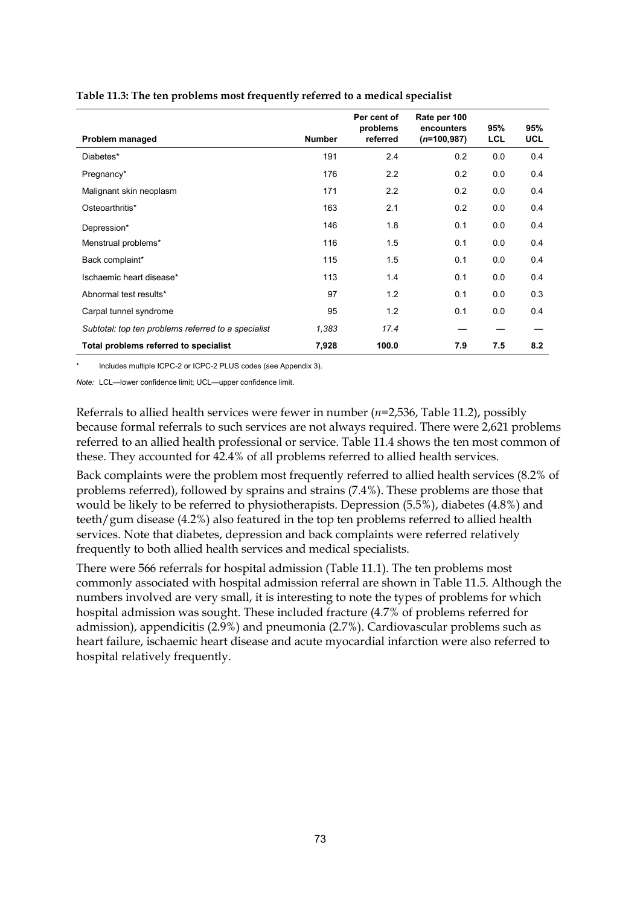**Table 11.3: The ten problems most frequently referred to a medical specialist**

| Problem managed | Number | Per cent of problems referred | Rate per 100 encounters (*n*=100,987) | 95% LCL | 95% UCL |
|---|---|---|---|---|---|
| Diabetes* | 191 | 2.4 | 0.2 | 0.0 | 0.4 |
| Pregnancy* | 176 | 2.2 | 0.2 | 0.0 | 0.4 |
| Malignant skin neoplasm | 171 | 2.2 | 0.2 | 0.0 | 0.4 |
| Osteoarthritis* | 163 | 2.1 | 0.2 | 0.0 | 0.4 |
| Depression* | 146 | 1.8 | 0.1 | 0.0 | 0.4 |
| Menstrual problems* | 116 | 1.5 | 0.1 | 0.0 | 0.4 |
| Back complaint* | 115 | 1.5 | 0.1 | 0.0 | 0.4 |
| Ischaemic heart disease* | 113 | 1.4 | 0.1 | 0.0 | 0.4 |
| Abnormal test results* | 97 | 1.2 | 0.1 | 0.0 | 0.3 |
| Carpal tunnel syndrome | 95 | 1.2 | 0.1 | 0.0 | 0.4 |
| *Subtotal: top ten problems referred to a specialist* | *1,383* | *17.4* | — | — | — |
| **Total problems referred to specialist** | **7,928** | **100.0** | **7.9** | **7.5** | **8.2** |

\* Includes multiple ICPC-2 or ICPC-2 PLUS codes (see Appendix 3).

*Note:* LCL—lower confidence limit; UCL—upper confidence limit.

Referrals to allied health services were fewer in number (*n*=2,536, Table 11.2), possibly because formal referrals to such services are not always required. There were 2,621 problems referred to an allied health professional or service. Table 11.4 shows the ten most common of these. They accounted for 42.4% of all problems referred to allied health services.

Back complaints were the problem most frequently referred to allied health services (8.2% of problems referred), followed by sprains and strains (7.4%). These problems are those that would be likely to be referred to physiotherapists. Depression (5.5%), diabetes (4.8%) and teeth/gum disease (4.2%) also featured in the top ten problems referred to allied health services. Note that diabetes, depression and back complaints were referred relatively frequently to both allied health services and medical specialists.

There were 566 referrals for hospital admission (Table 11.1). The ten problems most commonly associated with hospital admission referral are shown in Table 11.5. Although the numbers involved are very small, it is interesting to note the types of problems for which hospital admission was sought. These included fracture (4.7% of problems referred for admission), appendicitis (2.9%) and pneumonia (2.7%). Cardiovascular problems such as heart failure, ischaemic heart disease and acute myocardial infarction were also referred to hospital relatively frequently.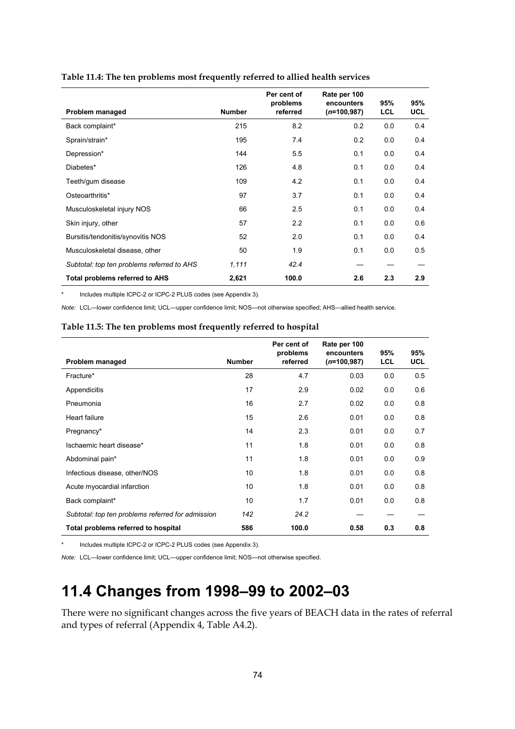**Table 11.4: The ten problems most frequently referred to allied health services**

| Problem managed | Number | Per cent of problems referred | Rate per 100 encounters (*n*=100,987) | 95% LCL | 95% UCL |
|---|---|---|---|---|---|
| Back complaint* | 215 | 8.2 | 0.2 | 0.0 | 0.4 |
| Sprain/strain* | 195 | 7.4 | 0.2 | 0.0 | 0.4 |
| Depression* | 144 | 5.5 | 0.1 | 0.0 | 0.4 |
| Diabetes* | 126 | 4.8 | 0.1 | 0.0 | 0.4 |
| Teeth/gum disease | 109 | 4.2 | 0.1 | 0.0 | 0.4 |
| Osteoarthritis* | 97 | 3.7 | 0.1 | 0.0 | 0.4 |
| Musculoskeletal injury NOS | 66 | 2.5 | 0.1 | 0.0 | 0.4 |
| Skin injury, other | 57 | 2.2 | 0.1 | 0.0 | 0.6 |
| Bursitis/tendonitis/synovitis NOS | 52 | 2.0 | 0.1 | 0.0 | 0.4 |
| Musculoskeletal disease, other | 50 | 1.9 | 0.1 | 0.0 | 0.5 |
| *Subtotal: top ten problems referred to AHS* | *1,111* | *42.4* | — | — | — |
| **Total problems referred to AHS** | **2,621** | **100.0** | **2.6** | **2.3** | **2.9** |

\* Includes multiple ICPC-2 or ICPC-2 PLUS codes (see Appendix 3).

*Note:* LCL—lower confidence limit; UCL—upper confidence limit; NOS—not otherwise specified; AHS—allied health service.

**Table 11.5: The ten problems most frequently referred to hospital**

| Problem managed | Number | Per cent of problems referred | Rate per 100 encounters (*n*=100,987) | 95% LCL | 95% UCL |
|---|---|---|---|---|---|
| Fracture* | 28 | 4.7 | 0.03 | 0.0 | 0.5 |
| Appendicitis | 17 | 2.9 | 0.02 | 0.0 | 0.6 |
| Pneumonia | 16 | 2.7 | 0.02 | 0.0 | 0.8 |
| Heart failure | 15 | 2.6 | 0.01 | 0.0 | 0.8 |
| Pregnancy* | 14 | 2.3 | 0.01 | 0.0 | 0.7 |
| Ischaemic heart disease* | 11 | 1.8 | 0.01 | 0.0 | 0.8 |
| Abdominal pain* | 11 | 1.8 | 0.01 | 0.0 | 0.9 |
| Infectious disease, other/NOS | 10 | 1.8 | 0.01 | 0.0 | 0.8 |
| Acute myocardial infarction | 10 | 1.8 | 0.01 | 0.0 | 0.8 |
| Back complaint* | 10 | 1.7 | 0.01 | 0.0 | 0.8 |
| *Subtotal: top ten problems referred for admission* | *142* | *24.2* | — | — | — |
| **Total problems referred to hospital** | **586** | **100.0** | **0.58** | **0.3** | **0.8** |

\* Includes multiple ICPC-2 or ICPC-2 PLUS codes (see Appendix 3).

*Note:* LCL—lower confidence limit; UCL—upper confidence limit; NOS—not otherwise specified.

## 11.4 Changes from 1998–99 to 2002–03

There were no significant changes across the five years of BEACH data in the rates of referral and types of referral (Appendix 4, Table A4.2).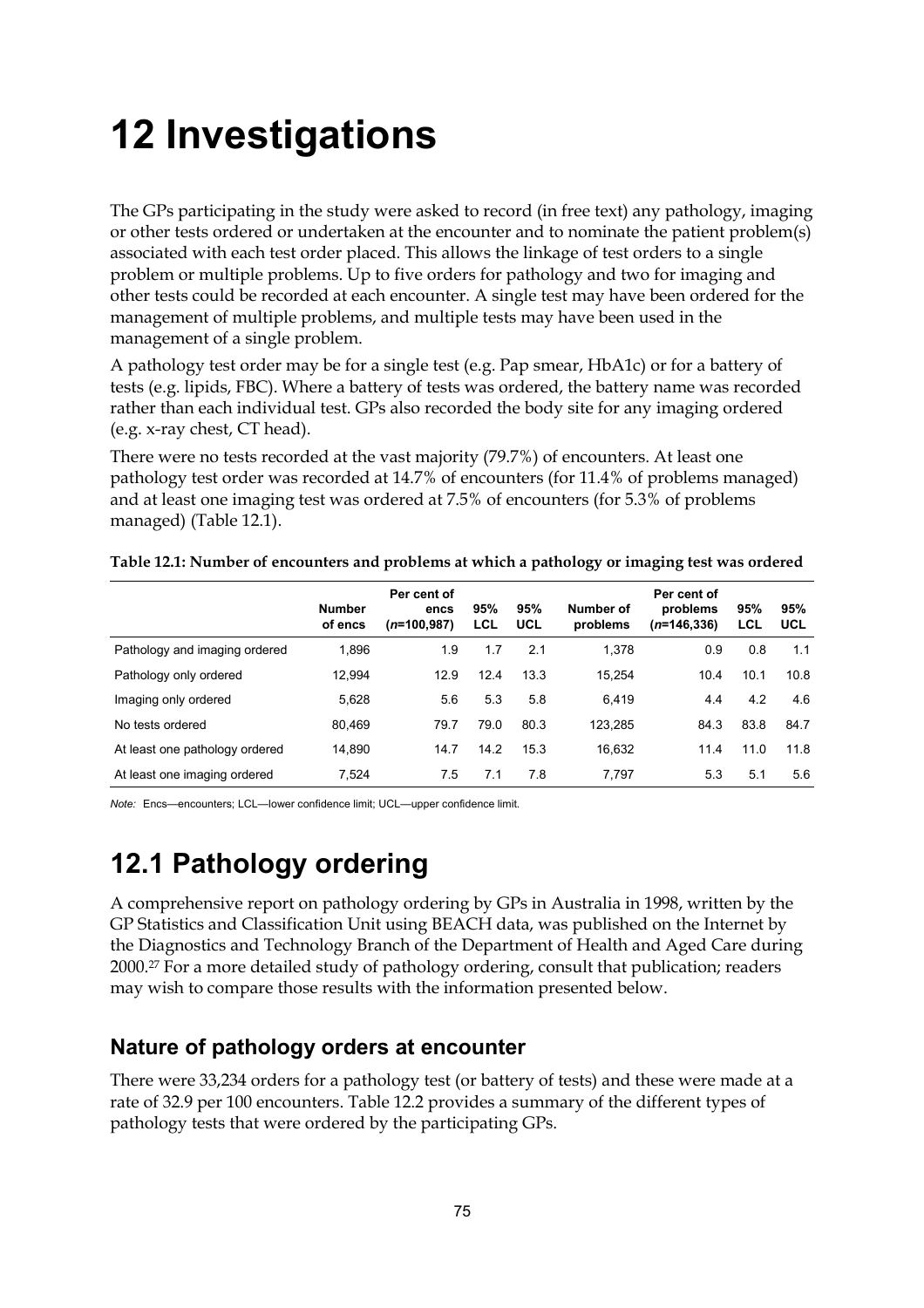# 12 Investigations

The GPs participating in the study were asked to record (in free text) any pathology, imaging or other tests ordered or undertaken at the encounter and to nominate the patient problem(s) associated with each test order placed. This allows the linkage of test orders to a single problem or multiple problems. Up to five orders for pathology and two for imaging and other tests could be recorded at each encounter. A single test may have been ordered for the management of multiple problems, and multiple tests may have been used in the management of a single problem.

A pathology test order may be for a single test (e.g. Pap smear, HbA1c) or for a battery of tests (e.g. lipids, FBC). Where a battery of tests was ordered, the battery name was recorded rather than each individual test. GPs also recorded the body site for any imaging ordered (e.g. x-ray chest, CT head).

There were no tests recorded at the vast majority (79.7%) of encounters. At least one pathology test order was recorded at 14.7% of encounters (for 11.4% of problems managed) and at least one imaging test was ordered at 7.5% of encounters (for 5.3% of problems managed) (Table 12.1).

**Table 12.1: Number of encounters and problems at which a pathology or imaging test was ordered**

| | Number of encs | Per cent of encs (*n*=100,987) | 95% LCL | 95% UCL | Number of problems | Per cent of problems (*n*=146,336) | 95% LCL | 95% UCL |
|---|---|---|---|---|---|---|---|---|
| Pathology and imaging ordered | 1,896 | 1.9 | 1.7 | 2.1 | 1,378 | 0.9 | 0.8 | 1.1 |
| Pathology only ordered | 12,994 | 12.9 | 12.4 | 13.3 | 15,254 | 10.4 | 10.1 | 10.8 |
| Imaging only ordered | 5,628 | 5.6 | 5.3 | 5.8 | 6,419 | 4.4 | 4.2 | 4.6 |
| No tests ordered | 80,469 | 79.7 | 79.0 | 80.3 | 123,285 | 84.3 | 83.8 | 84.7 |
| At least one pathology ordered | 14,890 | 14.7 | 14.2 | 15.3 | 16,632 | 11.4 | 11.0 | 11.8 |
| At least one imaging ordered | 7,524 | 7.5 | 7.1 | 7.8 | 7,797 | 5.3 | 5.1 | 5.6 |

*Note:* Encs—encounters; LCL—lower confidence limit; UCL—upper confidence limit.

## 12.1 Pathology ordering

A comprehensive report on pathology ordering by GPs in Australia in 1998, written by the GP Statistics and Classification Unit using BEACH data, was published on the Internet by the Diagnostics and Technology Branch of the Department of Health and Aged Care during 2000.[27] For a more detailed study of pathology ordering, consult that publication; readers may wish to compare those results with the information presented below.

### Nature of pathology orders at encounter

There were 33,234 orders for a pathology test (or battery of tests) and these were made at a rate of 32.9 per 100 encounters. Table 12.2 provides a summary of the different types of pathology tests that were ordered by the participating GPs.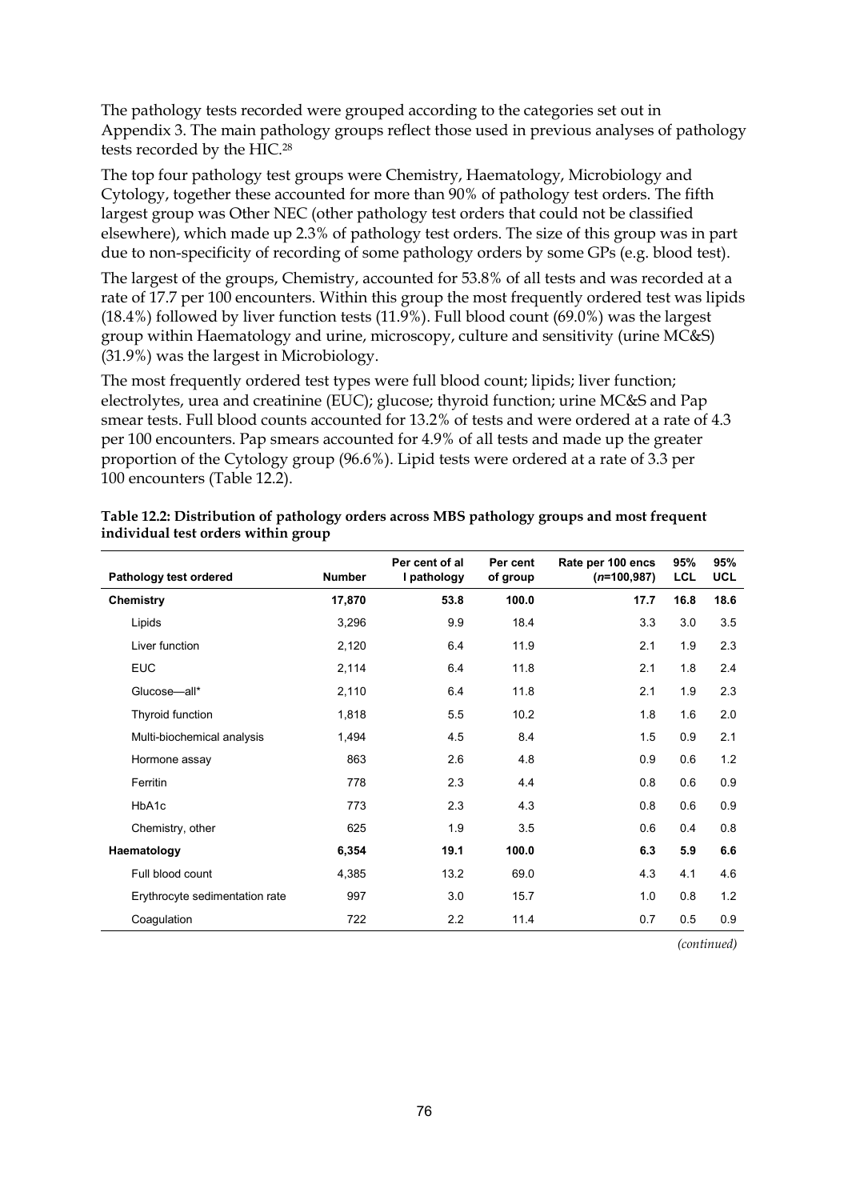The pathology tests recorded were grouped according to the categories set out in Appendix 3. The main pathology groups reflect those used in previous analyses of pathology tests recorded by the HIC.[28]

The top four pathology test groups were Chemistry, Haematology, Microbiology and Cytology, together these accounted for more than 90% of pathology test orders. The fifth largest group was Other NEC (other pathology test orders that could not be classified elsewhere), which made up 2.3% of pathology test orders. The size of this group was in part due to non-specificity of recording of some pathology orders by some GPs (e.g. blood test).

The largest of the groups, Chemistry, accounted for 53.8% of all tests and was recorded at a rate of 17.7 per 100 encounters. Within this group the most frequently ordered test was lipids (18.4%) followed by liver function tests (11.9%). Full blood count (69.0%) was the largest group within Haematology and urine, microscopy, culture and sensitivity (urine MC&S) (31.9%) was the largest in Microbiology.

The most frequently ordered test types were full blood count; lipids; liver function; electrolytes, urea and creatinine (EUC); glucose; thyroid function; urine MC&S and Pap smear tests. Full blood counts accounted for 13.2% of tests and were ordered at a rate of 4.3 per 100 encounters. Pap smears accounted for 4.9% of all tests and made up the greater proportion of the Cytology group (96.6%). Lipid tests were ordered at a rate of 3.3 per 100 encounters (Table 12.2).

**Table 12.2: Distribution of pathology orders across MBS pathology groups and most frequent individual test orders within group**

| Pathology test ordered | Number | Per cent of all pathology | Per cent of group | Rate per 100 encs (*n*=100,987) | 95% LCL | 95% UCL |
|---|---|---|---|---|---|---|
| **Chemistry** | **17,870** | **53.8** | **100.0** | **17.7** | **16.8** | **18.6** |
| Lipids | 3,296 | 9.9 | 18.4 | 3.3 | 3.0 | 3.5 |
| Liver function | 2,120 | 6.4 | 11.9 | 2.1 | 1.9 | 2.3 |
| EUC | 2,114 | 6.4 | 11.8 | 2.1 | 1.8 | 2.4 |
| Glucose—all* | 2,110 | 6.4 | 11.8 | 2.1 | 1.9 | 2.3 |
| Thyroid function | 1,818 | 5.5 | 10.2 | 1.8 | 1.6 | 2.0 |
| Multi-biochemical analysis | 1,494 | 4.5 | 8.4 | 1.5 | 0.9 | 2.1 |
| Hormone assay | 863 | 2.6 | 4.8 | 0.9 | 0.6 | 1.2 |
| Ferritin | 778 | 2.3 | 4.4 | 0.8 | 0.6 | 0.9 |
| HbA1c | 773 | 2.3 | 4.3 | 0.8 | 0.6 | 0.9 |
| Chemistry, other | 625 | 1.9 | 3.5 | 0.6 | 0.4 | 0.8 |
| **Haematology** | **6,354** | **19.1** | **100.0** | **6.3** | **5.9** | **6.6** |
| Full blood count | 4,385 | 13.2 | 69.0 | 4.3 | 4.1 | 4.6 |
| Erythrocyte sedimentation rate | 997 | 3.0 | 15.7 | 1.0 | 0.8 | 1.2 |
| Coagulation | 722 | 2.2 | 11.4 | 0.7 | 0.5 | 0.9 |

*(continued)*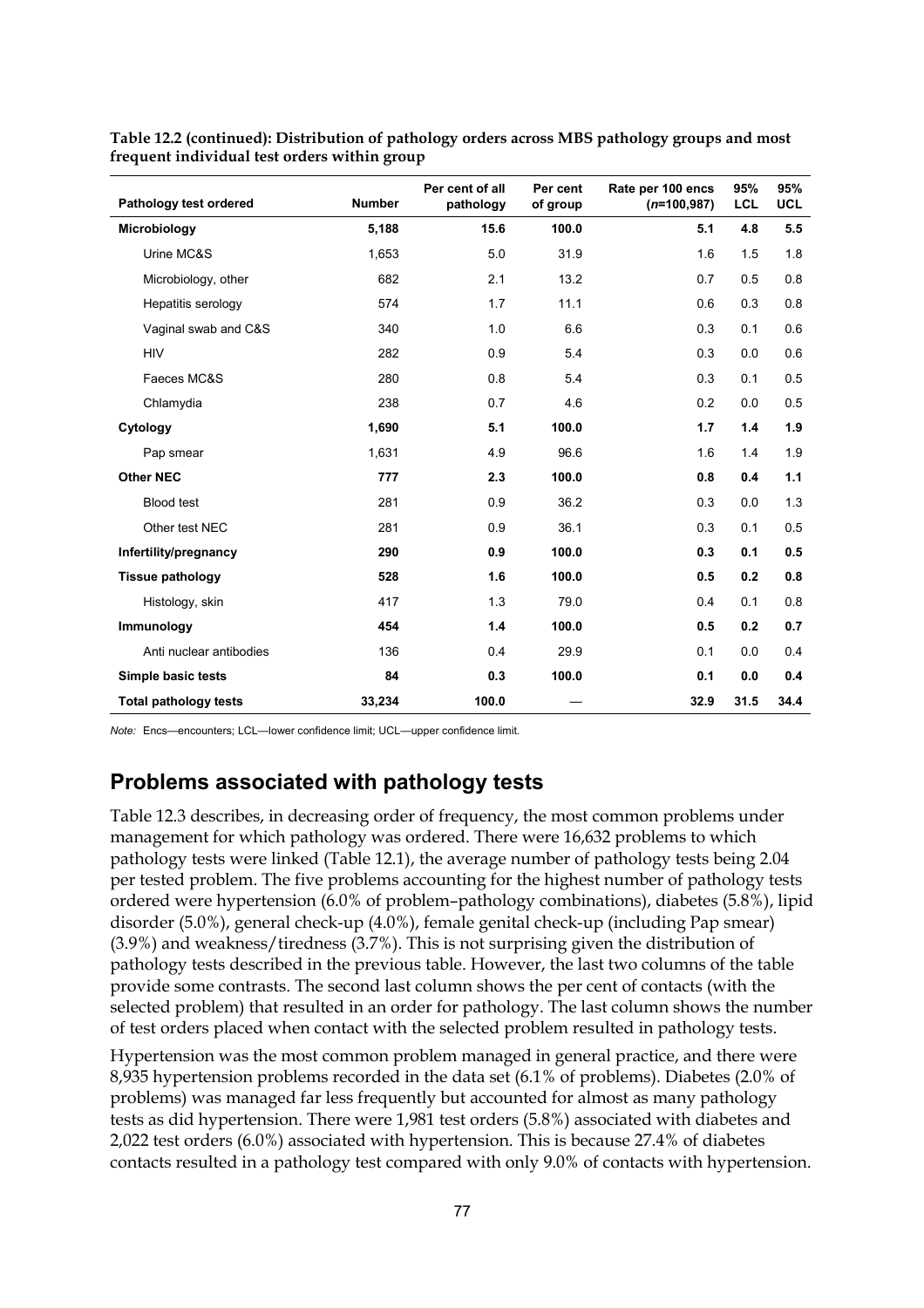**Table 12.2 (continued): Distribution of pathology orders across MBS pathology groups and most frequent individual test orders within group**

| Pathology test ordered | Number | Per cent of all pathology | Per cent of group | Rate per 100 encs (*n*=100,987) | 95% LCL | 95% UCL |
|---|---|---|---|---|---|---|
| **Microbiology** | **5,188** | **15.6** | **100.0** | **5.1** | **4.8** | **5.5** |
| Urine MC&S | 1,653 | 5.0 | 31.9 | 1.6 | 1.5 | 1.8 |
| Microbiology, other | 682 | 2.1 | 13.2 | 0.7 | 0.5 | 0.8 |
| Hepatitis serology | 574 | 1.7 | 11.1 | 0.6 | 0.3 | 0.8 |
| Vaginal swab and C&S | 340 | 1.0 | 6.6 | 0.3 | 0.1 | 0.6 |
| HIV | 282 | 0.9 | 5.4 | 0.3 | 0.0 | 0.6 |
| Faeces MC&S | 280 | 0.8 | 5.4 | 0.3 | 0.1 | 0.5 |
| Chlamydia | 238 | 0.7 | 4.6 | 0.2 | 0.0 | 0.5 |
| **Cytology** | **1,690** | **5.1** | **100.0** | **1.7** | **1.4** | **1.9** |
| Pap smear | 1,631 | 4.9 | 96.6 | 1.6 | 1.4 | 1.9 |
| **Other NEC** | **777** | **2.3** | **100.0** | **0.8** | **0.4** | **1.1** |
| Blood test | 281 | 0.9 | 36.2 | 0.3 | 0.0 | 1.3 |
| Other test NEC | 281 | 0.9 | 36.1 | 0.3 | 0.1 | 0.5 |
| **Infertility/pregnancy** | **290** | **0.9** | **100.0** | **0.3** | **0.1** | **0.5** |
| **Tissue pathology** | **528** | **1.6** | **100.0** | **0.5** | **0.2** | **0.8** |
| Histology, skin | 417 | 1.3 | 79.0 | 0.4 | 0.1 | 0.8 |
| **Immunology** | **454** | **1.4** | **100.0** | **0.5** | **0.2** | **0.7** |
| Anti nuclear antibodies | 136 | 0.4 | 29.9 | 0.1 | 0.0 | 0.4 |
| **Simple basic tests** | **84** | **0.3** | **100.0** | **0.1** | **0.0** | **0.4** |
| **Total pathology tests** | **33,234** | **100.0** | — | **32.9** | **31.5** | **34.4** |

*Note:* Encs—encounters; LCL—lower confidence limit; UCL—upper confidence limit.

## Problems associated with pathology tests

Table 12.3 describes, in decreasing order of frequency, the most common problems under management for which pathology was ordered. There were 16,632 problems to which pathology tests were linked (Table 12.1), the average number of pathology tests being 2.04 per tested problem. The five problems accounting for the highest number of pathology tests ordered were hypertension (6.0% of problem–pathology combinations), diabetes (5.8%), lipid disorder (5.0%), general check-up (4.0%), female genital check-up (including Pap smear) (3.9%) and weakness/tiredness (3.7%). This is not surprising given the distribution of pathology tests described in the previous table. However, the last two columns of the table provide some contrasts. The second last column shows the per cent of contacts (with the selected problem) that resulted in an order for pathology. The last column shows the number of test orders placed when contact with the selected problem resulted in pathology tests.

Hypertension was the most common problem managed in general practice, and there were 8,935 hypertension problems recorded in the data set (6.1% of problems). Diabetes (2.0% of problems) was managed far less frequently but accounted for almost as many pathology tests as did hypertension. There were 1,981 test orders (5.8%) associated with diabetes and 2,022 test orders (6.0%) associated with hypertension. This is because 27.4% of diabetes contacts resulted in a pathology test compared with only 9.0% of contacts with hypertension.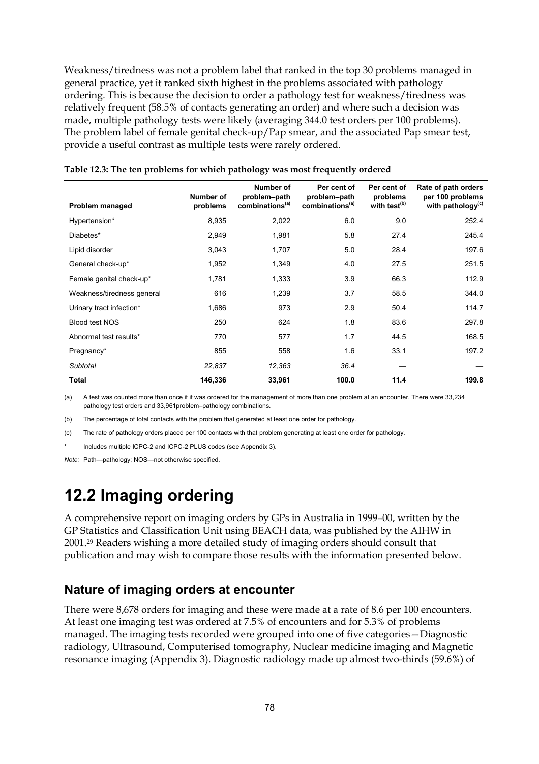Weakness/tiredness was not a problem label that ranked in the top 30 problems managed in general practice, yet it ranked sixth highest in the problems associated with pathology ordering. This is because the decision to order a pathology test for weakness/tiredness was relatively frequent (58.5% of contacts generating an order) and where such a decision was made, multiple pathology tests were likely (averaging 344.0 test orders per 100 problems). The problem label of female genital check-up/Pap smear, and the associated Pap smear test, provide a useful contrast as multiple tests were rarely ordered.

**Table 12.3: The ten problems for which pathology was most frequently ordered**

| Problem managed | Number of problems | Number of problem–path combinations[(a)] | Per cent of problem–path combinations[(a)] | Per cent of problems with test[(b)] | Rate of path orders per 100 problems with pathology[(c)] |
|---|---|---|---|---|---|
| Hypertension* | 8,935 | 2,022 | 6.0 | 9.0 | 252.4 |
| Diabetes* | 2,949 | 1,981 | 5.8 | 27.4 | 245.4 |
| Lipid disorder | 3,043 | 1,707 | 5.0 | 28.4 | 197.6 |
| General check-up* | 1,952 | 1,349 | 4.0 | 27.5 | 251.5 |
| Female genital check-up* | 1,781 | 1,333 | 3.9 | 66.3 | 112.9 |
| Weakness/tiredness general | 616 | 1,239 | 3.7 | 58.5 | 344.0 |
| Urinary tract infection* | 1,686 | 973 | 2.9 | 50.4 | 114.7 |
| Blood test NOS | 250 | 624 | 1.8 | 83.6 | 297.8 |
| Abnormal test results* | 770 | 577 | 1.7 | 44.5 | 168.5 |
| Pregnancy* | 855 | 558 | 1.6 | 33.1 | 197.2 |
| *Subtotal* | *22,837* | *12,363* | *36.4* | — | — |
| **Total** | **146,336** | **33,961** | **100.0** | **11.4** | **199.8** |

(a) A test was counted more than once if it was ordered for the management of more than one problem at an encounter. There were 33,234 pathology test orders and 33,961problem–pathology combinations.

(b) The percentage of total contacts with the problem that generated at least one order for pathology.

(c) The rate of pathology orders placed per 100 contacts with that problem generating at least one order for pathology.

\* Includes multiple ICPC-2 and ICPC-2 PLUS codes (see Appendix 3).

*Note:* Path—pathology; NOS—not otherwise specified.

# 12.2 Imaging ordering

A comprehensive report on imaging orders by GPs in Australia in 1999–00, written by the GP Statistics and Classification Unit using BEACH data, was published by the AIHW in 2001.[29] Readers wishing a more detailed study of imaging orders should consult that publication and may wish to compare those results with the information presented below.

## Nature of imaging orders at encounter

There were 8,678 orders for imaging and these were made at a rate of 8.6 per 100 encounters. At least one imaging test was ordered at 7.5% of encounters and for 5.3% of problems managed. The imaging tests recorded were grouped into one of five categories—Diagnostic radiology, Ultrasound, Computerised tomography, Nuclear medicine imaging and Magnetic resonance imaging (Appendix 3). Diagnostic radiology made up almost two-thirds (59.6%) of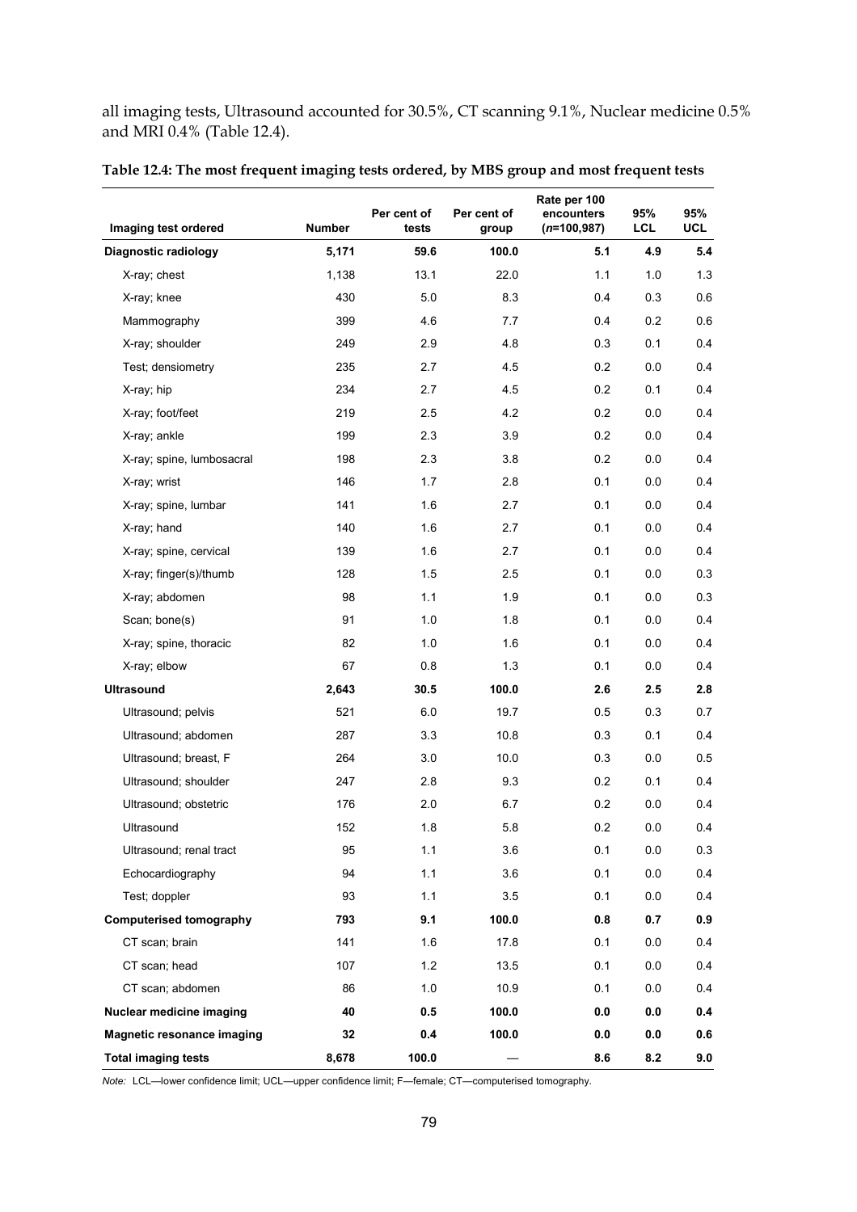all imaging tests, Ultrasound accounted for 30.5%, CT scanning 9.1%, Nuclear medicine 0.5% and MRI 0.4% (Table 12.4).

**Table 12.4: The most frequent imaging tests ordered, by MBS group and most frequent tests**

| Imaging test ordered | Number | Per cent of tests | Per cent of group | Rate per 100 encounters (*n*=100,987) | 95% LCL | 95% UCL |
|---|---|---|---|---|---|---|
| **Diagnostic radiology** | **5,171** | **59.6** | **100.0** | **5.1** | **4.9** | **5.4** |
| X-ray; chest | 1,138 | 13.1 | 22.0 | 1.1 | 1.0 | 1.3 |
| X-ray; knee | 430 | 5.0 | 8.3 | 0.4 | 0.3 | 0.6 |
| Mammography | 399 | 4.6 | 7.7 | 0.4 | 0.2 | 0.6 |
| X-ray; shoulder | 249 | 2.9 | 4.8 | 0.3 | 0.1 | 0.4 |
| Test; densiometry | 235 | 2.7 | 4.5 | 0.2 | 0.0 | 0.4 |
| X-ray; hip | 234 | 2.7 | 4.5 | 0.2 | 0.1 | 0.4 |
| X-ray; foot/feet | 219 | 2.5 | 4.2 | 0.2 | 0.0 | 0.4 |
| X-ray; ankle | 199 | 2.3 | 3.9 | 0.2 | 0.0 | 0.4 |
| X-ray; spine, lumbosacral | 198 | 2.3 | 3.8 | 0.2 | 0.0 | 0.4 |
| X-ray; wrist | 146 | 1.7 | 2.8 | 0.1 | 0.0 | 0.4 |
| X-ray; spine, lumbar | 141 | 1.6 | 2.7 | 0.1 | 0.0 | 0.4 |
| X-ray; hand | 140 | 1.6 | 2.7 | 0.1 | 0.0 | 0.4 |
| X-ray; spine, cervical | 139 | 1.6 | 2.7 | 0.1 | 0.0 | 0.4 |
| X-ray; finger(s)/thumb | 128 | 1.5 | 2.5 | 0.1 | 0.0 | 0.3 |
| X-ray; abdomen | 98 | 1.1 | 1.9 | 0.1 | 0.0 | 0.3 |
| Scan; bone(s) | 91 | 1.0 | 1.8 | 0.1 | 0.0 | 0.4 |
| X-ray; spine, thoracic | 82 | 1.0 | 1.6 | 0.1 | 0.0 | 0.4 |
| X-ray; elbow | 67 | 0.8 | 1.3 | 0.1 | 0.0 | 0.4 |
| **Ultrasound** | **2,643** | **30.5** | **100.0** | **2.6** | **2.5** | **2.8** |
| Ultrasound; pelvis | 521 | 6.0 | 19.7 | 0.5 | 0.3 | 0.7 |
| Ultrasound; abdomen | 287 | 3.3 | 10.8 | 0.3 | 0.1 | 0.4 |
| Ultrasound; breast, F | 264 | 3.0 | 10.0 | 0.3 | 0.0 | 0.5 |
| Ultrasound; shoulder | 247 | 2.8 | 9.3 | 0.2 | 0.1 | 0.4 |
| Ultrasound; obstetric | 176 | 2.0 | 6.7 | 0.2 | 0.0 | 0.4 |
| Ultrasound | 152 | 1.8 | 5.8 | 0.2 | 0.0 | 0.4 |
| Ultrasound; renal tract | 95 | 1.1 | 3.6 | 0.1 | 0.0 | 0.3 |
| Echocardiography | 94 | 1.1 | 3.6 | 0.1 | 0.0 | 0.4 |
| Test; doppler | 93 | 1.1 | 3.5 | 0.1 | 0.0 | 0.4 |
| **Computerised tomography** | **793** | **9.1** | **100.0** | **0.8** | **0.7** | **0.9** |
| CT scan; brain | 141 | 1.6 | 17.8 | 0.1 | 0.0 | 0.4 |
| CT scan; head | 107 | 1.2 | 13.5 | 0.1 | 0.0 | 0.4 |
| CT scan; abdomen | 86 | 1.0 | 10.9 | 0.1 | 0.0 | 0.4 |
| **Nuclear medicine imaging** | **40** | **0.5** | **100.0** | **0.0** | **0.0** | **0.4** |
| **Magnetic resonance imaging** | **32** | **0.4** | **100.0** | **0.0** | **0.0** | **0.6** |
| **Total imaging tests** | **8,678** | **100.0** | — | **8.6** | **8.2** | **9.0** |

*Note:* LCL—lower confidence limit; UCL—upper confidence limit; F—female; CT—computerised tomography.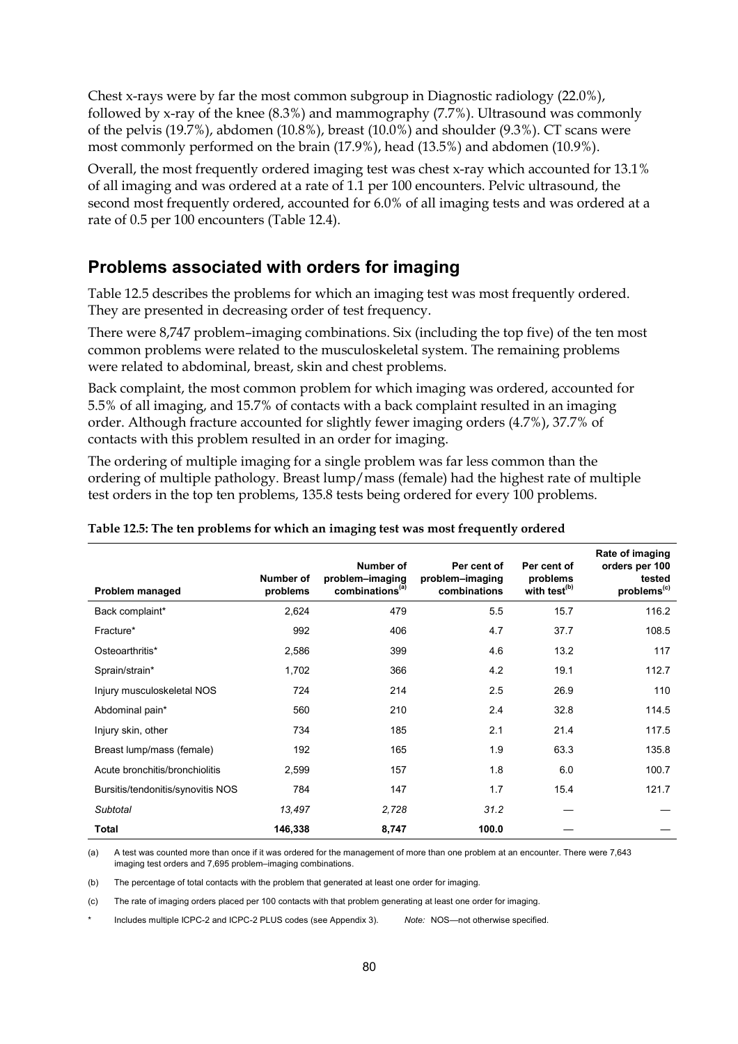Chest x-rays were by far the most common subgroup in Diagnostic radiology (22.0%), followed by x-ray of the knee (8.3%) and mammography (7.7%). Ultrasound was commonly of the pelvis (19.7%), abdomen (10.8%), breast (10.0%) and shoulder (9.3%). CT scans were most commonly performed on the brain (17.9%), head (13.5%) and abdomen (10.9%).

Overall, the most frequently ordered imaging test was chest x-ray which accounted for 13.1% of all imaging and was ordered at a rate of 1.1 per 100 encounters. Pelvic ultrasound, the second most frequently ordered, accounted for 6.0% of all imaging tests and was ordered at a rate of 0.5 per 100 encounters (Table 12.4).

## Problems associated with orders for imaging

Table 12.5 describes the problems for which an imaging test was most frequently ordered. They are presented in decreasing order of test frequency.

There were 8,747 problem–imaging combinations. Six (including the top five) of the ten most common problems were related to the musculoskeletal system. The remaining problems were related to abdominal, breast, skin and chest problems.

Back complaint, the most common problem for which imaging was ordered, accounted for 5.5% of all imaging, and 15.7% of contacts with a back complaint resulted in an imaging order. Although fracture accounted for slightly fewer imaging orders (4.7%), 37.7% of contacts with this problem resulted in an order for imaging.

The ordering of multiple imaging for a single problem was far less common than the ordering of multiple pathology. Breast lump/mass (female) had the highest rate of multiple test orders in the top ten problems, 135.8 tests being ordered for every 100 problems.

**Table 12.5: The ten problems for which an imaging test was most frequently ordered**

| Problem managed | Number of problems | Number of problem–imaging combinations[(a)] | Per cent of problem–imaging combinations | Per cent of problems with test[(b)] | Rate of imaging orders per 100 tested problems[(c)] |
|---|---|---|---|---|---|
| Back complaint* | 2,624 | 479 | 5.5 | 15.7 | 116.2 |
| Fracture* | 992 | 406 | 4.7 | 37.7 | 108.5 |
| Osteoarthritis* | 2,586 | 399 | 4.6 | 13.2 | 117 |
| Sprain/strain* | 1,702 | 366 | 4.2 | 19.1 | 112.7 |
| Injury musculoskeletal NOS | 724 | 214 | 2.5 | 26.9 | 110 |
| Abdominal pain* | 560 | 210 | 2.4 | 32.8 | 114.5 |
| Injury skin, other | 734 | 185 | 2.1 | 21.4 | 117.5 |
| Breast lump/mass (female) | 192 | 165 | 1.9 | 63.3 | 135.8 |
| Acute bronchitis/bronchiolitis | 2,599 | 157 | 1.8 | 6.0 | 100.7 |
| Bursitis/tendonitis/synovitis NOS | 784 | 147 | 1.7 | 15.4 | 121.7 |
| *Subtotal* | *13,497* | *2,728* | *31.2* | — | — |
| **Total** | **146,338** | **8,747** | **100.0** | — | — |

(a) A test was counted more than once if it was ordered for the management of more than one problem at an encounter. There were 7,643 imaging test orders and 7,695 problem–imaging combinations.

(b) The percentage of total contacts with the problem that generated at least one order for imaging.

(c) The rate of imaging orders placed per 100 contacts with that problem generating at least one order for imaging.

\* Includes multiple ICPC-2 and ICPC-2 PLUS codes (see Appendix 3). *Note:* NOS—not otherwise specified.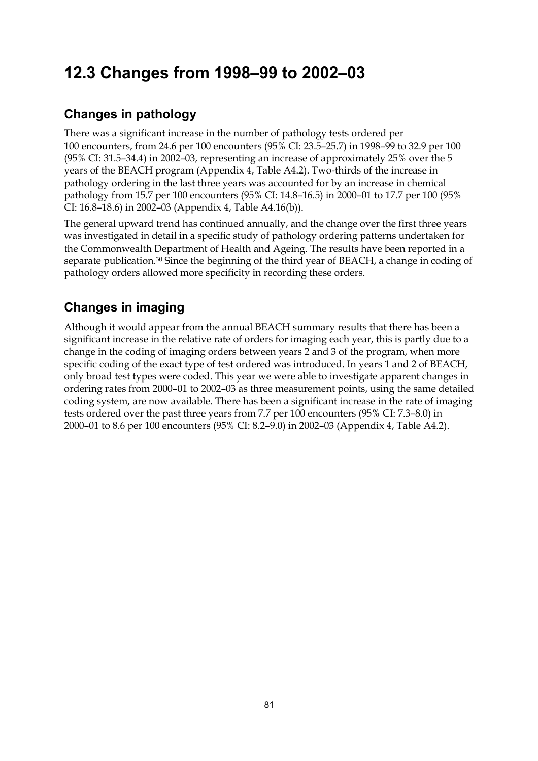## 12.3 Changes from 1998–99 to 2002–03

### Changes in pathology

There was a significant increase in the number of pathology tests ordered per 100 encounters, from 24.6 per 100 encounters (95% CI: 23.5–25.7) in 1998–99 to 32.9 per 100 (95% CI: 31.5–34.4) in 2002–03, representing an increase of approximately 25% over the 5 years of the BEACH program (Appendix 4, Table A4.2). Two-thirds of the increase in pathology ordering in the last three years was accounted for by an increase in chemical pathology from 15.7 per 100 encounters (95% CI: 14.8–16.5) in 2000–01 to 17.7 per 100 (95% CI: 16.8–18.6) in 2002–03 (Appendix 4, Table A4.16(b)).

The general upward trend has continued annually, and the change over the first three years was investigated in detail in a specific study of pathology ordering patterns undertaken for the Commonwealth Department of Health and Ageing. The results have been reported in a separate publication.[30] Since the beginning of the third year of BEACH, a change in coding of pathology orders allowed more specificity in recording these orders.

### Changes in imaging

Although it would appear from the annual BEACH summary results that there has been a significant increase in the relative rate of orders for imaging each year, this is partly due to a change in the coding of imaging orders between years 2 and 3 of the program, when more specific coding of the exact type of test ordered was introduced. In years 1 and 2 of BEACH, only broad test types were coded. This year we were able to investigate apparent changes in ordering rates from 2000–01 to 2002–03 as three measurement points, using the same detailed coding system, are now available. There has been a significant increase in the rate of imaging tests ordered over the past three years from 7.7 per 100 encounters (95% CI: 7.3–8.0) in 2000–01 to 8.6 per 100 encounters (95% CI: 8.2–9.0) in 2002–03 (Appendix 4, Table A4.2).